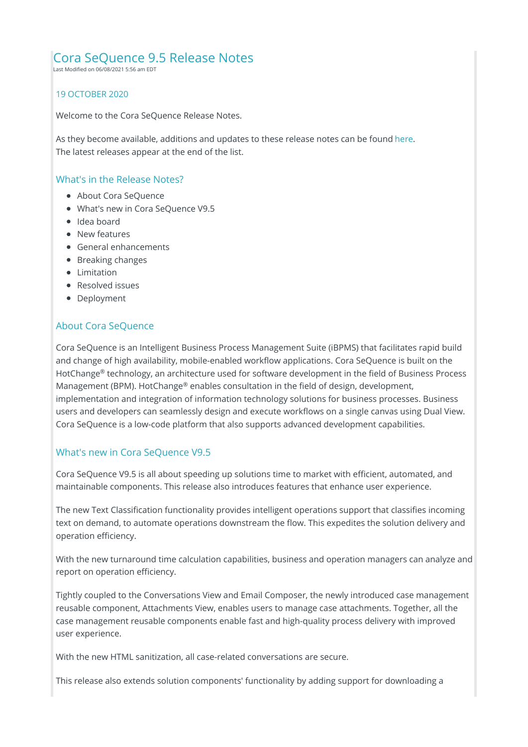# Cora SeQuence 9.5 Release Notes

Last Modified on 06/08/2021 5:56 am EDT

19 OCTOBER 2020

Welcome to the Cora SeQuence Release Notes.

As they become available, additions and updates to these release notes can be found here.
The latest releases appear at the end of the list.

## What's in the Release Notes?

- About Cora SeQuence
- What's new in Cora SeQuence V9.5
- Idea board
- New features
- General enhancements
- Breaking changes
- Limitation
- Resolved issues
- Deployment

## About Cora SeQuence

Cora SeQuence is an Intelligent Business Process Management Suite (iBPMS) that facilitates rapid build and change of high availability, mobile-enabled workflow applications. Cora SeQuence is built on the HotChange® technology, an architecture used for software development in the field of Business Process Management (BPM). HotChange® enables consultation in the field of design, development, implementation and integration of information technology solutions for business processes. Business users and developers can seamlessly design and execute workflows on a single canvas using Dual View. Cora SeQuence is a low-code platform that also supports advanced development capabilities.

## What's new in Cora SeQuence V9.5

Cora SeQuence V9.5 is all about speeding up solutions time to market with efficient, automated, and maintainable components. This release also introduces features that enhance user experience.

The new Text Classification functionality provides intelligent operations support that classifies incoming text on demand, to automate operations downstream the flow. This expedites the solution delivery and operation efficiency.

With the new turnaround time calculation capabilities, business and operation managers can analyze and report on operation efficiency.

Tightly coupled to the Conversations View and Email Composer, the newly introduced case management reusable component, Attachments View, enables users to manage case attachments. Together, all the case management reusable components enable fast and high-quality process delivery with improved user experience.

With the new HTML sanitization, all case-related conversations are secure.

This release also extends solution components' functionality by adding support for downloading a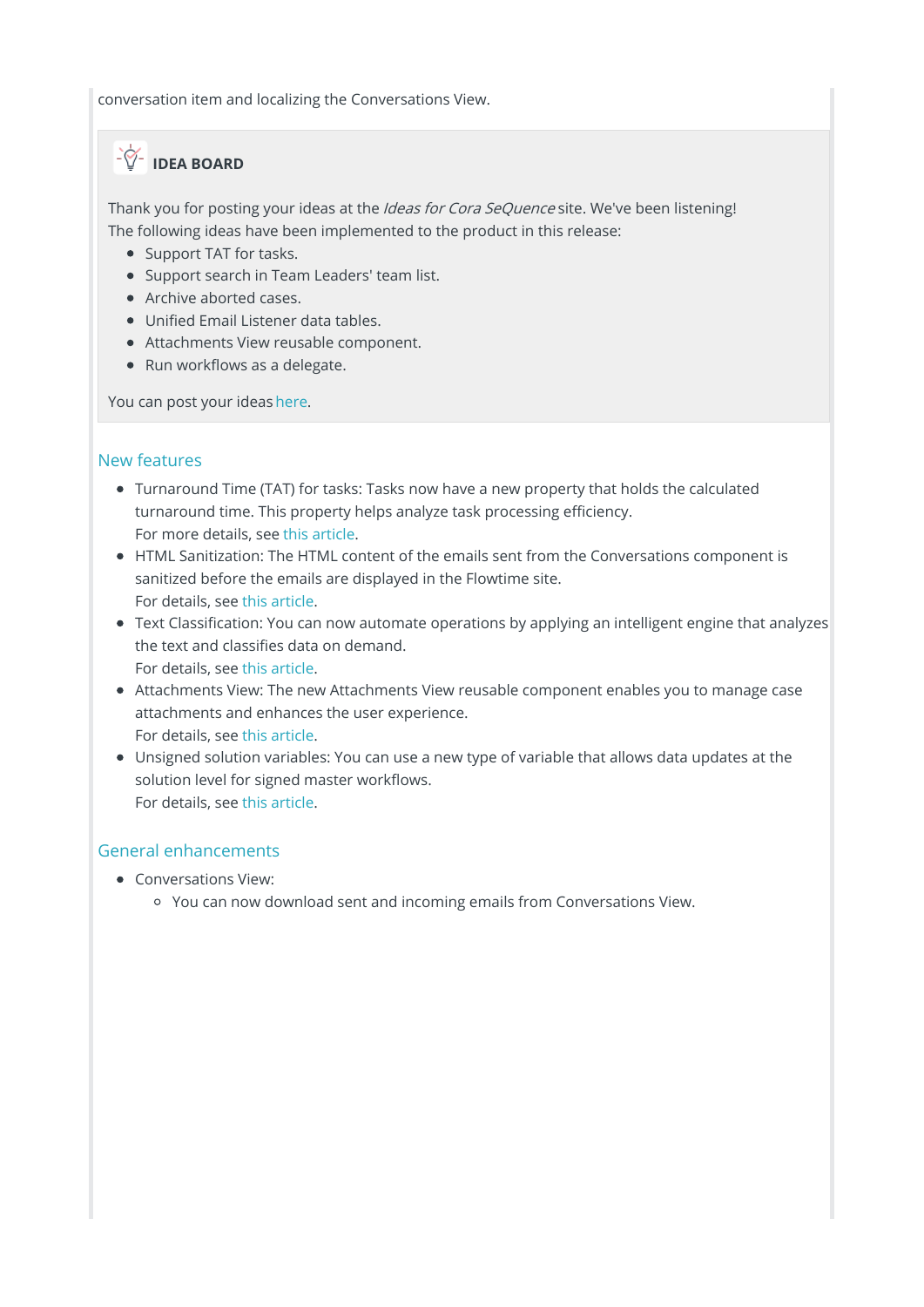conversation item and localizing the Conversations View.

**IDEA BOARD**

Thank you for posting your ideas at the *Ideas for Cora SeQuence* site. We've been listening!
The following ideas have been implemented to the product in this release:

- Support TAT for tasks.
- Support search in Team Leaders' team list.
- Archive aborted cases.
- Unified Email Listener data tables.
- Attachments View reusable component.
- Run workflows as a delegate.

You can post your ideas here.

## New features

- Turnaround Time (TAT) for tasks: Tasks now have a new property that holds the calculated turnaround time. This property helps analyze task processing efficiency.
  For more details, see this article.
- HTML Sanitization: The HTML content of the emails sent from the Conversations component is sanitized before the emails are displayed in the Flowtime site.
  For details, see this article.
- Text Classification: You can now automate operations by applying an intelligent engine that analyzes the text and classifies data on demand.
  For details, see this article.
- Attachments View: The new Attachments View reusable component enables you to manage case attachments and enhances the user experience.
  For details, see this article.
- Unsigned solution variables: You can use a new type of variable that allows data updates at the solution level for signed master workflows.
  For details, see this article.

## General enhancements

- Conversations View:
  - You can now download sent and incoming emails from Conversations View.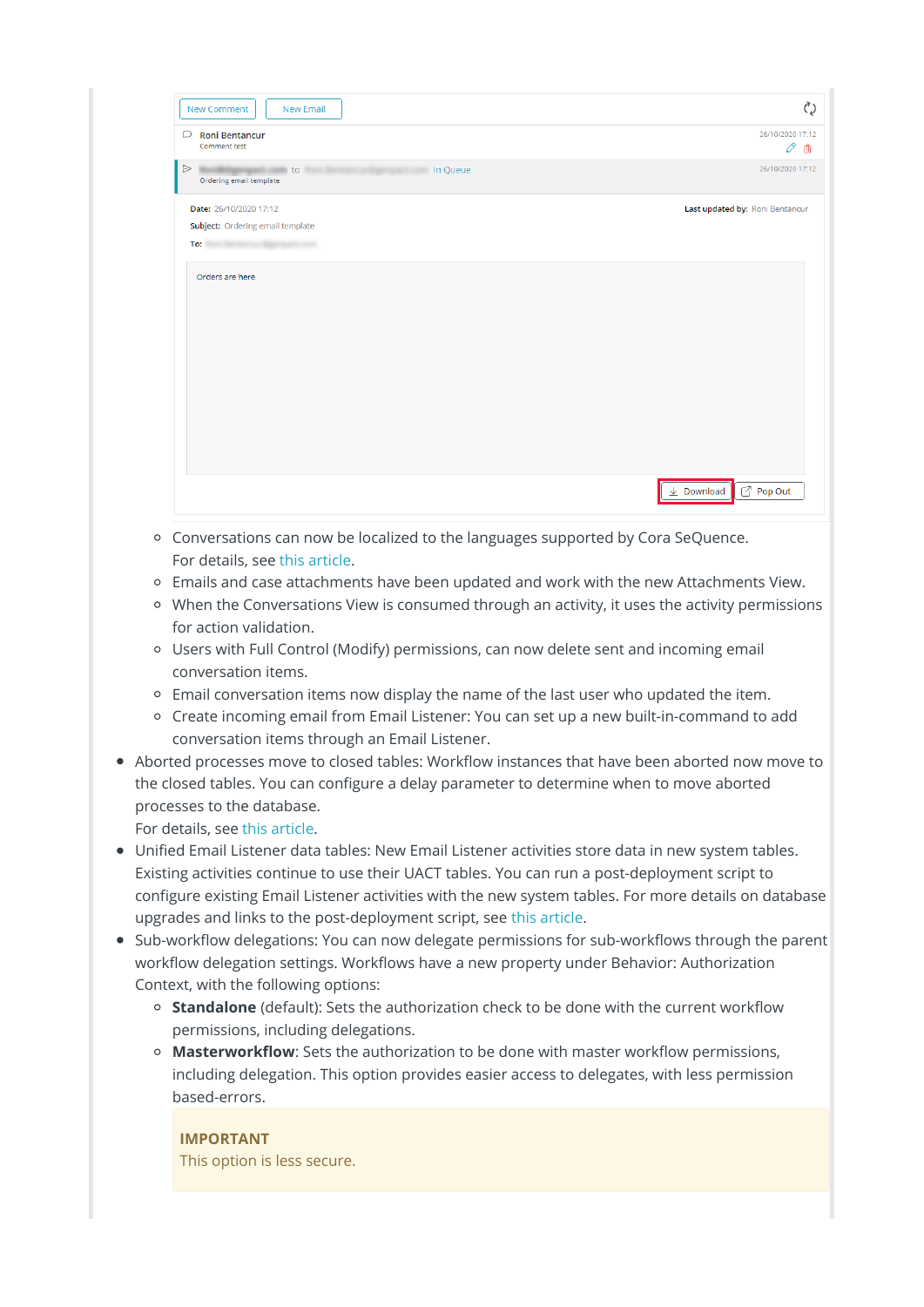- Conversations can now be localized to the languages supported by Cora SeQuence. For details, see this article.
  - Emails and case attachments have been updated and work with the new Attachments View.
  - When the Conversations View is consumed through an activity, it uses the activity permissions for action validation.
  - Users with Full Control (Modify) permissions, can now delete sent and incoming email conversation items.
  - Email conversation items now display the name of the last user who updated the item.
  - Create incoming email from Email Listener: You can set up a new built-in-command to add conversation items through an Email Listener.
- Aborted processes move to closed tables: Workflow instances that have been aborted now move to the closed tables. You can configure a delay parameter to determine when to move aborted processes to the database.
  For details, see this article.
- Unified Email Listener data tables: New Email Listener activities store data in new system tables. Existing activities continue to use their UACT tables. You can run a post-deployment script to configure existing Email Listener activities with the new system tables. For more details on database upgrades and links to the post-deployment script, see this article.
- Sub-workflow delegations: You can now delegate permissions for sub-workflows through the parent workflow delegation settings. Workflows have a new property under Behavior: Authorization Context, with the following options:
  - **Standalone** (default): Sets the authorization check to be done with the current workflow permissions, including delegations.
  - **Masterworkflow**: Sets the authorization to be done with master workflow permissions, including delegation. This option provides easier access to delegates, with less permission based-errors.

    **IMPORTANT**
    This option is less secure.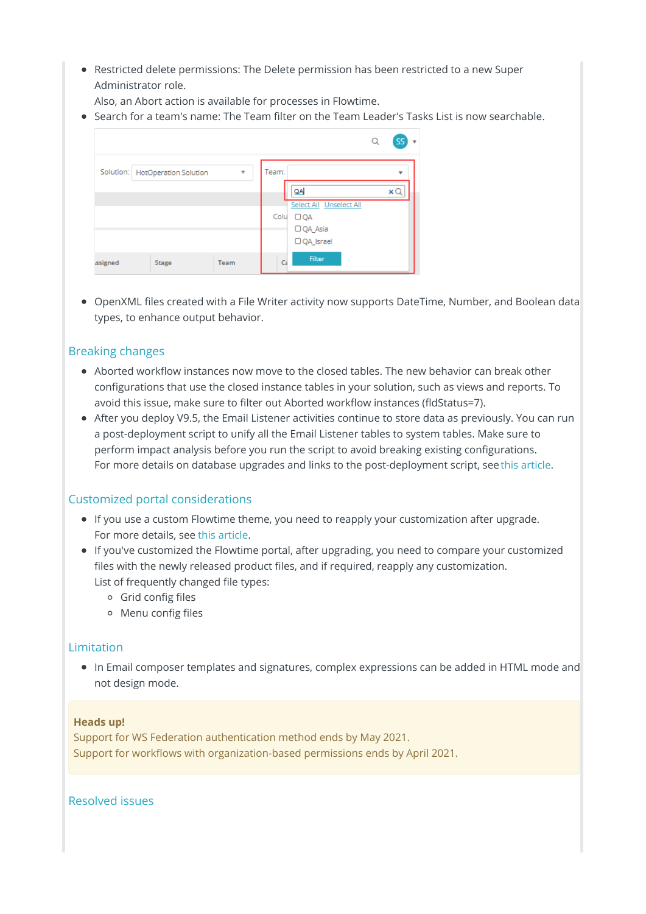- Restricted delete permissions: The Delete permission has been restricted to a new Super Administrator role.
  Also, an Abort action is available for processes in Flowtime.
- Search for a team's name: The Team filter on the Team Leader's Tasks List is now searchable.

- OpenXML files created with a File Writer activity now supports DateTime, Number, and Boolean data types, to enhance output behavior.

## Breaking changes

- Aborted workflow instances now move to the closed tables. The new behavior can break other configurations that use the closed instance tables in your solution, such as views and reports. To avoid this issue, make sure to filter out Aborted workflow instances (fldStatus=7).
- After you deploy V9.5, the Email Listener activities continue to store data as previously. You can run a post-deployment script to unify all the Email Listener tables to system tables. Make sure to perform impact analysis before you run the script to avoid breaking existing configurations.
  For more details on database upgrades and links to the post-deployment script, see this article.

## Customized portal considerations

- If you use a custom Flowtime theme, you need to reapply your customization after upgrade.
  For more details, see this article.
- If you've customized the Flowtime portal, after upgrading, you need to compare your customized files with the newly released product files, and if required, reapply any customization.
  List of frequently changed file types:
  - Grid config files
  - Menu config files

## Limitation

- In Email composer templates and signatures, complex expressions can be added in HTML mode and not design mode.

**Heads up!**
Support for WS Federation authentication method ends by May 2021.
Support for workflows with organization-based permissions ends by April 2021.

## Resolved issues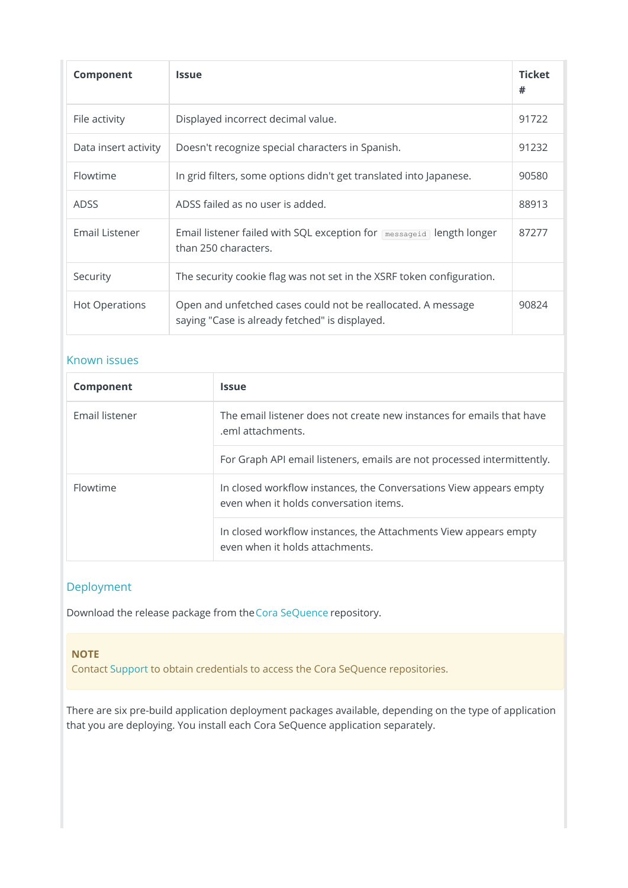| Component | Issue | Ticket # |
| --- | --- | --- |
| File activity | Displayed incorrect decimal value. | 91722 |
| Data insert activity | Doesn't recognize special characters in Spanish. | 91232 |
| Flowtime | In grid filters, some options didn't get translated into Japanese. | 90580 |
| ADSS | ADSS failed as no user is added. | 88913 |
| Email Listener | Email listener failed with SQL exception for `messageid` length longer than 250 characters. | 87277 |
| Security | The security cookie flag was not set in the XSRF token configuration. | |
| Hot Operations | Open and unfetched cases could not be reallocated. A message saying "Case is already fetched" is displayed. | 90824 |

### Known issues

| Component | Issue |
| --- | --- |
| Email listener | The email listener does not create new instances for emails that have .eml attachments. |
| | For Graph API email listeners, emails are not processed intermittently. |
| Flowtime | In closed workflow instances, the Conversations View appears empty even when it holds conversation items. |
| | In closed workflow instances, the Attachments View appears empty even when it holds attachments. |

### Deployment

Download the release package from the Cora SeQuence repository.

> **NOTE**
> Contact Support to obtain credentials to access the Cora SeQuence repositories.

There are six pre-build application deployment packages available, depending on the type of application that you are deploying. You install each Cora SeQuence application separately.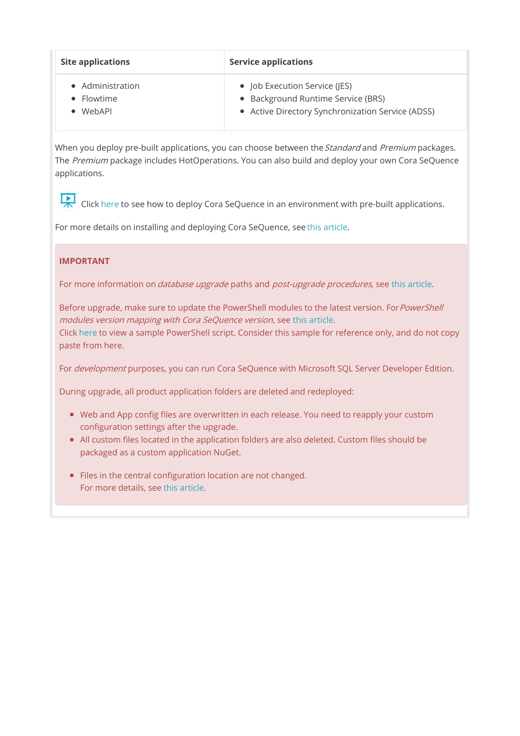| Site applications | Service applications |
| --- | --- |
| • Administration<br>• Flowtime<br>• WebAPI | • Job Execution Service (JES)<br>• Background Runtime Service (BRS)<br>• Active Directory Synchronization Service (ADSS) |

When you deploy pre-built applications, you can choose between the *Standard* and *Premium* packages. The *Premium* package includes HotOperations. You can also build and deploy your own Cora SeQuence applications.

Click here to see how to deploy Cora SeQuence in an environment with pre-built applications.

For more details on installing and deploying Cora SeQuence, see this article.

**IMPORTANT**

For more information on *database upgrade* paths and *post-upgrade procedures*, see this article.

Before upgrade, make sure to update the PowerShell modules to the latest version. For *PowerShell modules version mapping with Cora SeQuence version*, see this article.
Click here to view a sample PowerShell script. Consider this sample for reference only, and do not copy paste from here.

For *development* purposes, you can run Cora SeQuence with Microsoft SQL Server Developer Edition.

During upgrade, all product application folders are deleted and redeployed:

- Web and App config files are overwritten in each release. You need to reapply your custom configuration settings after the upgrade.
- All custom files located in the application folders are also deleted. Custom files should be packaged as a custom application NuGet.
- Files in the central configuration location are not changed.
  For more details, see this article.